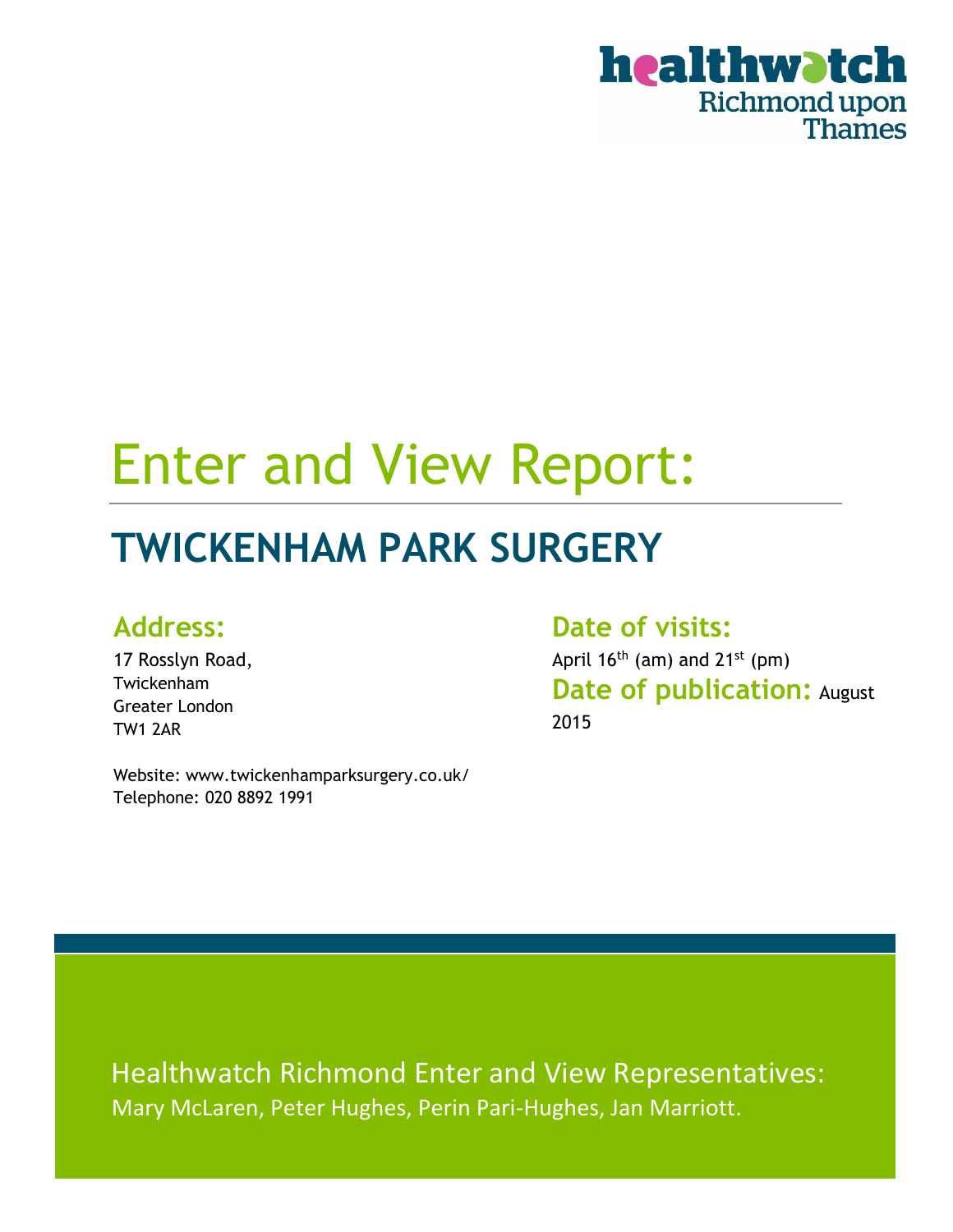healthwatch Richmond upon Thames

# Enter and View Report:

## TWICKENHAM PARK SURGERY

### Address:

17 Rosslyn Road,
Twickenham
Greater London
TW1 2AR

Website: www.twickenhamparksurgery.co.uk/
Telephone: 020 8892 1991

### Date of visits:

April 16th (am) and 21st (pm)

### Date of publication: August 2015

Healthwatch Richmond Enter and View Representatives:
Mary McLaren, Peter Hughes, Perin Pari-Hughes, Jan Marriott.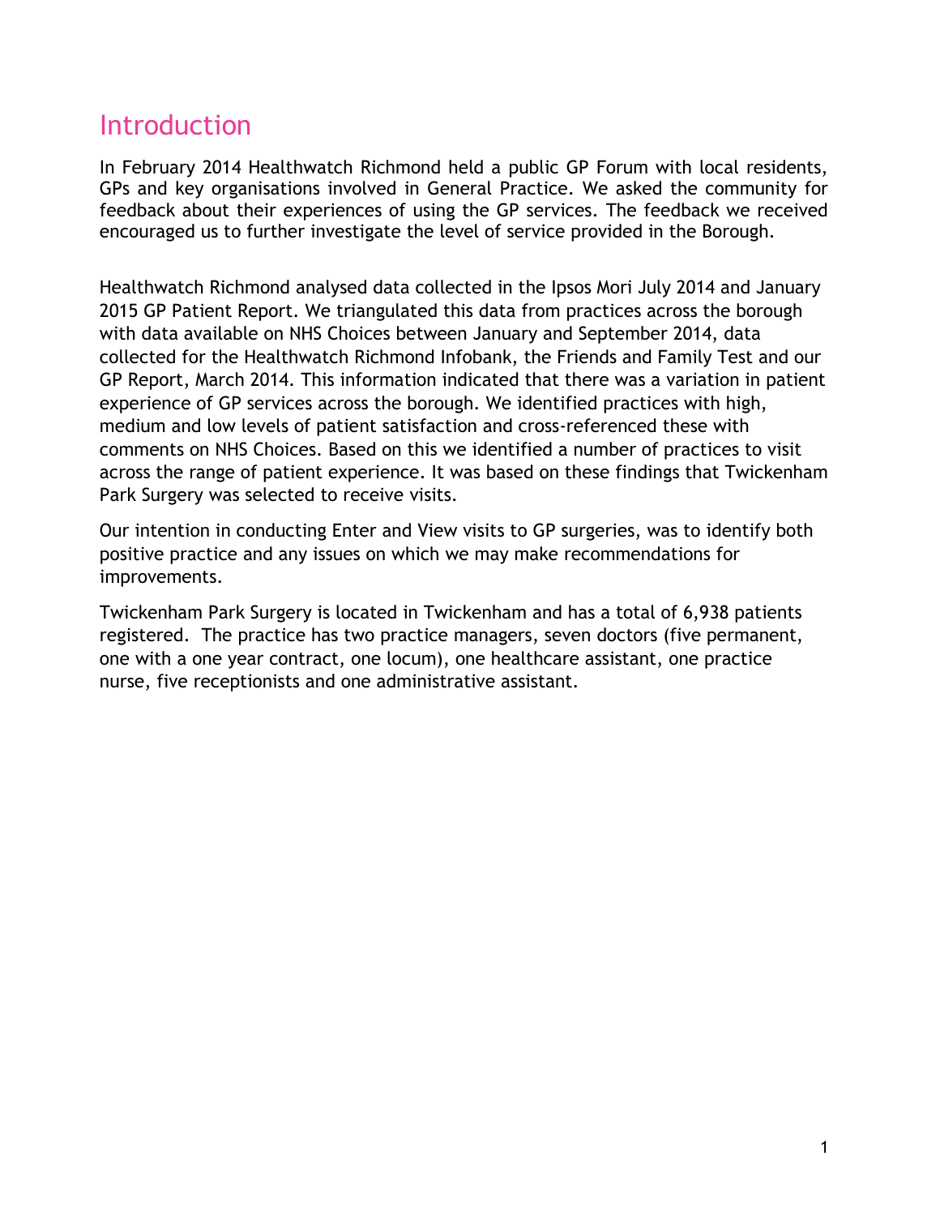# Introduction

In February 2014 Healthwatch Richmond held a public GP Forum with local residents, GPs and key organisations involved in General Practice. We asked the community for feedback about their experiences of using the GP services. The feedback we received encouraged us to further investigate the level of service provided in the Borough.

Healthwatch Richmond analysed data collected in the Ipsos Mori July 2014 and January 2015 GP Patient Report. We triangulated this data from practices across the borough with data available on NHS Choices between January and September 2014, data collected for the Healthwatch Richmond Infobank, the Friends and Family Test and our GP Report, March 2014. This information indicated that there was a variation in patient experience of GP services across the borough. We identified practices with high, medium and low levels of patient satisfaction and cross-referenced these with comments on NHS Choices. Based on this we identified a number of practices to visit across the range of patient experience. It was based on these findings that Twickenham Park Surgery was selected to receive visits.

Our intention in conducting Enter and View visits to GP surgeries, was to identify both positive practice and any issues on which we may make recommendations for improvements.

Twickenham Park Surgery is located in Twickenham and has a total of 6,938 patients registered. The practice has two practice managers, seven doctors (five permanent, one with a one year contract, one locum), one healthcare assistant, one practice nurse, five receptionists and one administrative assistant.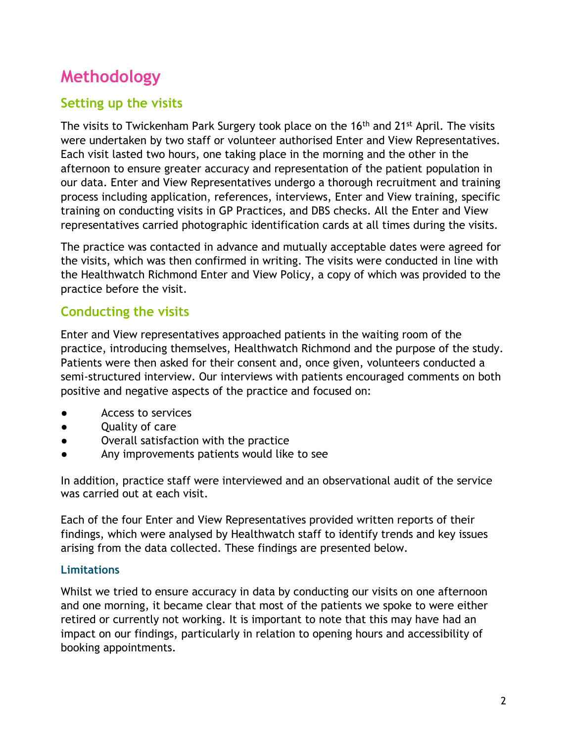# Methodology

## Setting up the visits

The visits to Twickenham Park Surgery took place on the 16th and 21st April. The visits were undertaken by two staff or volunteer authorised Enter and View Representatives. Each visit lasted two hours, one taking place in the morning and the other in the afternoon to ensure greater accuracy and representation of the patient population in our data. Enter and View Representatives undergo a thorough recruitment and training process including application, references, interviews, Enter and View training, specific training on conducting visits in GP Practices, and DBS checks. All the Enter and View representatives carried photographic identification cards at all times during the visits.

The practice was contacted in advance and mutually acceptable dates were agreed for the visits, which was then confirmed in writing. The visits were conducted in line with the Healthwatch Richmond Enter and View Policy, a copy of which was provided to the practice before the visit.

## Conducting the visits

Enter and View representatives approached patients in the waiting room of the practice, introducing themselves, Healthwatch Richmond and the purpose of the study. Patients were then asked for their consent and, once given, volunteers conducted a semi-structured interview. Our interviews with patients encouraged comments on both positive and negative aspects of the practice and focused on:

- Access to services
- Quality of care
- Overall satisfaction with the practice
- Any improvements patients would like to see

In addition, practice staff were interviewed and an observational audit of the service was carried out at each visit.

Each of the four Enter and View Representatives provided written reports of their findings, which were analysed by Healthwatch staff to identify trends and key issues arising from the data collected. These findings are presented below.

### Limitations

Whilst we tried to ensure accuracy in data by conducting our visits on one afternoon and one morning, it became clear that most of the patients we spoke to were either retired or currently not working. It is important to note that this may have had an impact on our findings, particularly in relation to opening hours and accessibility of booking appointments.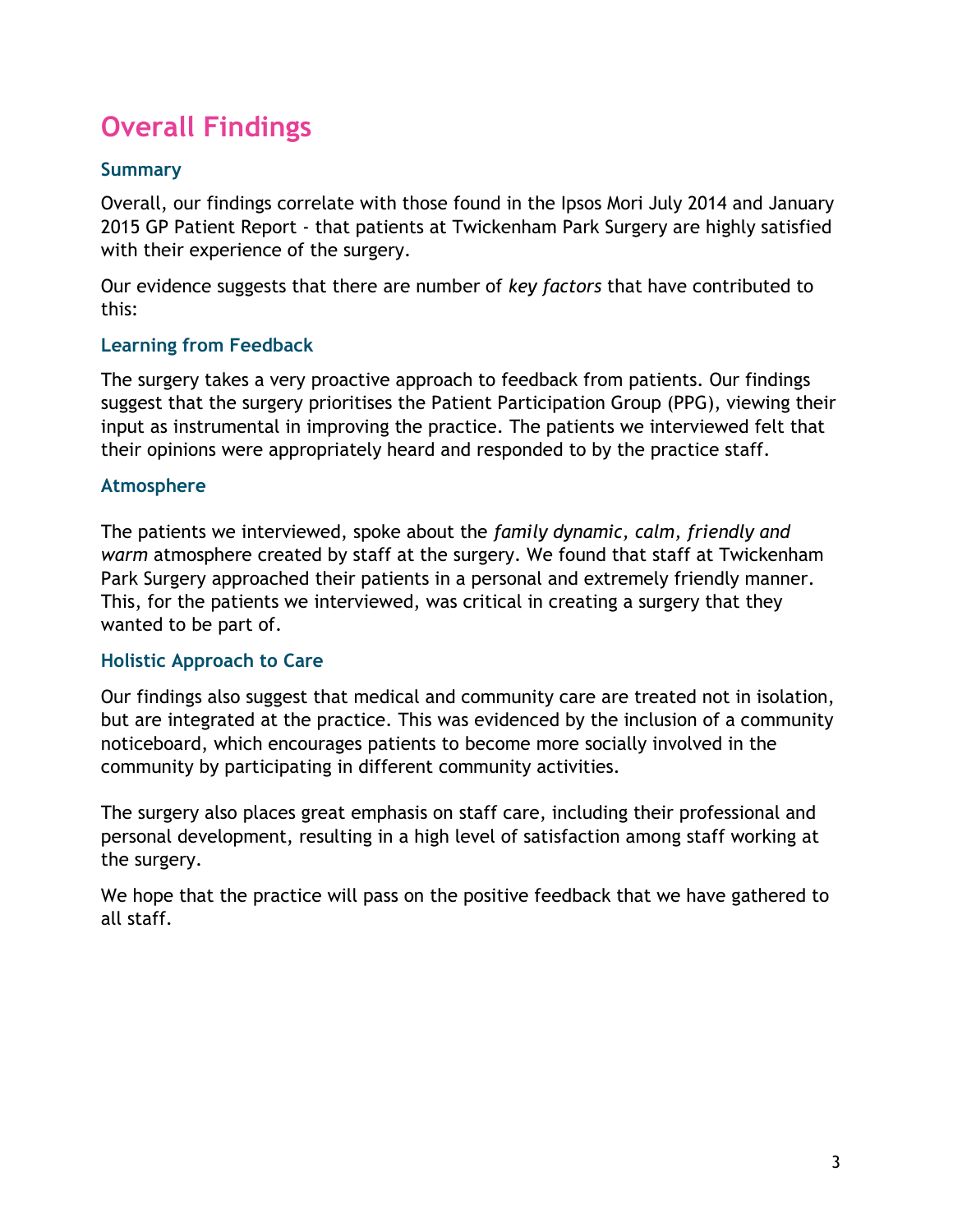# Overall Findings

## Summary

Overall, our findings correlate with those found in the Ipsos Mori July 2014 and January 2015 GP Patient Report - that patients at Twickenham Park Surgery are highly satisfied with their experience of the surgery.

Our evidence suggests that there are number of *key factors* that have contributed to this:

## Learning from Feedback

The surgery takes a very proactive approach to feedback from patients. Our findings suggest that the surgery prioritises the Patient Participation Group (PPG), viewing their input as instrumental in improving the practice. The patients we interviewed felt that their opinions were appropriately heard and responded to by the practice staff.

## Atmosphere

The patients we interviewed, spoke about the *family dynamic, calm, friendly and warm* atmosphere created by staff at the surgery. We found that staff at Twickenham Park Surgery approached their patients in a personal and extremely friendly manner. This, for the patients we interviewed, was critical in creating a surgery that they wanted to be part of.

## Holistic Approach to Care

Our findings also suggest that medical and community care are treated not in isolation, but are integrated at the practice. This was evidenced by the inclusion of a community noticeboard, which encourages patients to become more socially involved in the community by participating in different community activities.

The surgery also places great emphasis on staff care, including their professional and personal development, resulting in a high level of satisfaction among staff working at the surgery.

We hope that the practice will pass on the positive feedback that we have gathered to all staff.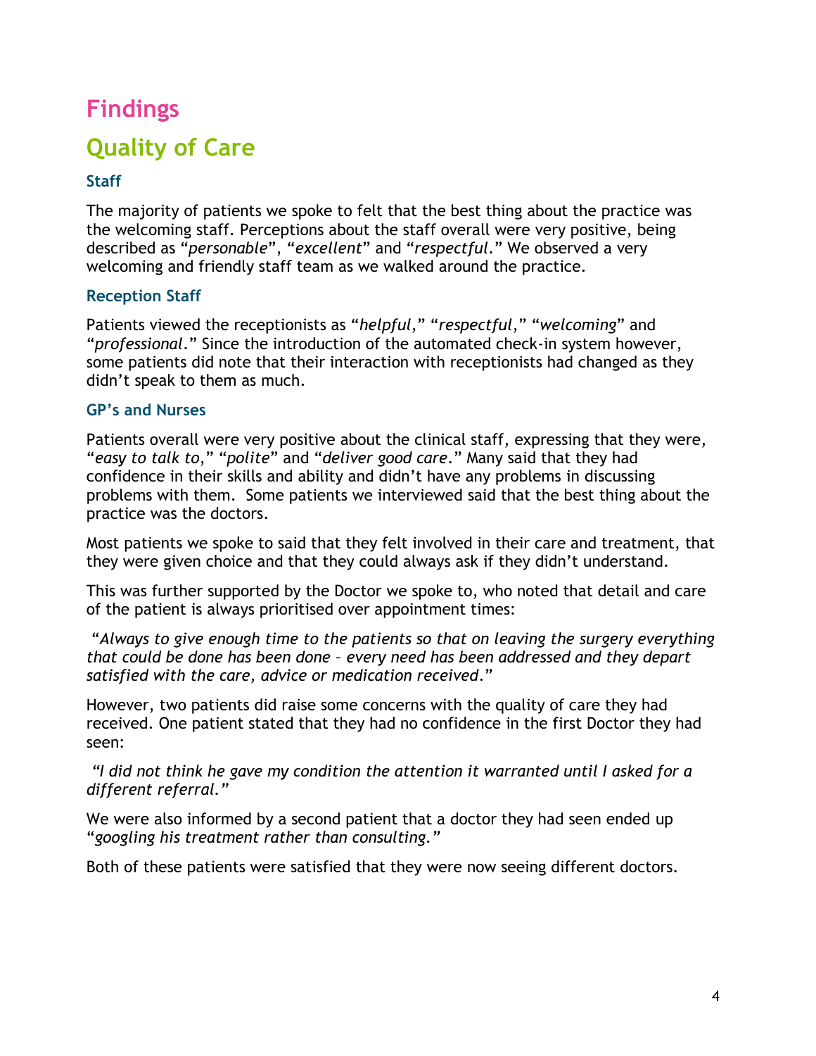# Findings

## Quality of Care

### Staff

The majority of patients we spoke to felt that the best thing about the practice was the welcoming staff. Perceptions about the staff overall were very positive, being described as "*personable*", "*excellent*" and "*respectful*." We observed a very welcoming and friendly staff team as we walked around the practice.

### Reception Staff

Patients viewed the receptionists as "*helpful*," "*respectful*," "*welcoming*" and "*professional*." Since the introduction of the automated check-in system however, some patients did note that their interaction with receptionists had changed as they didn't speak to them as much.

### GP's and Nurses

Patients overall were very positive about the clinical staff, expressing that they were, "*easy to talk to*," "*polite*" and "*deliver good care*." Many said that they had confidence in their skills and ability and didn't have any problems in discussing problems with them. Some patients we interviewed said that the best thing about the practice was the doctors.

Most patients we spoke to said that they felt involved in their care and treatment, that they were given choice and that they could always ask if they didn't understand.

This was further supported by the Doctor we spoke to, who noted that detail and care of the patient is always prioritised over appointment times:

"*Always to give enough time to the patients so that on leaving the surgery everything that could be done has been done – every need has been addressed and they depart satisfied with the care, advice or medication received*."

However, two patients did raise some concerns with the quality of care they had received. One patient stated that they had no confidence in the first Doctor they had seen:

*"I did not think he gave my condition the attention it warranted until I asked for a different referral."*

We were also informed by a second patient that a doctor they had seen ended up "*googling his treatment rather than consulting."*

Both of these patients were satisfied that they were now seeing different doctors.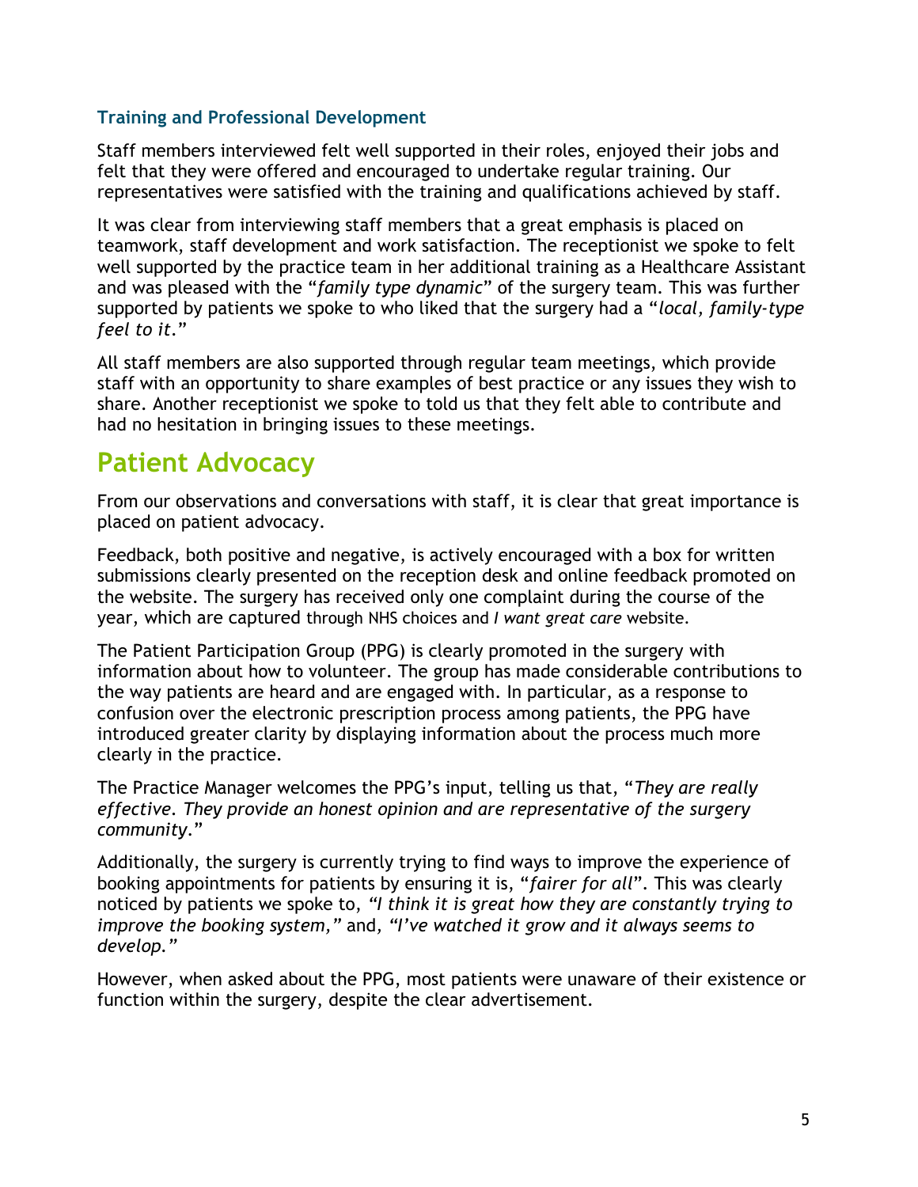### Training and Professional Development

Staff members interviewed felt well supported in their roles, enjoyed their jobs and felt that they were offered and encouraged to undertake regular training. Our representatives were satisfied with the training and qualifications achieved by staff.

It was clear from interviewing staff members that a great emphasis is placed on teamwork, staff development and work satisfaction. The receptionist we spoke to felt well supported by the practice team in her additional training as a Healthcare Assistant and was pleased with the "*family type dynamic*" of the surgery team. This was further supported by patients we spoke to who liked that the surgery had a "*local, family-type feel to it*."

All staff members are also supported through regular team meetings, which provide staff with an opportunity to share examples of best practice or any issues they wish to share. Another receptionist we spoke to told us that they felt able to contribute and had no hesitation in bringing issues to these meetings.

## Patient Advocacy

From our observations and conversations with staff, it is clear that great importance is placed on patient advocacy.

Feedback, both positive and negative, is actively encouraged with a box for written submissions clearly presented on the reception desk and online feedback promoted on the website. The surgery has received only one complaint during the course of the year, which are captured through NHS choices and *I want great care* website.

The Patient Participation Group (PPG) is clearly promoted in the surgery with information about how to volunteer. The group has made considerable contributions to the way patients are heard and are engaged with. In particular, as a response to confusion over the electronic prescription process among patients, the PPG have introduced greater clarity by displaying information about the process much more clearly in the practice.

The Practice Manager welcomes the PPG's input, telling us that, "*They are really effective. They provide an honest opinion and are representative of the surgery community*."

Additionally, the surgery is currently trying to find ways to improve the experience of booking appointments for patients by ensuring it is, "*fairer for all*". This was clearly noticed by patients we spoke to, *"I think it is great how they are constantly trying to improve the booking system,"* and, *"I've watched it grow and it always seems to develop."*

However, when asked about the PPG, most patients were unaware of their existence or function within the surgery, despite the clear advertisement.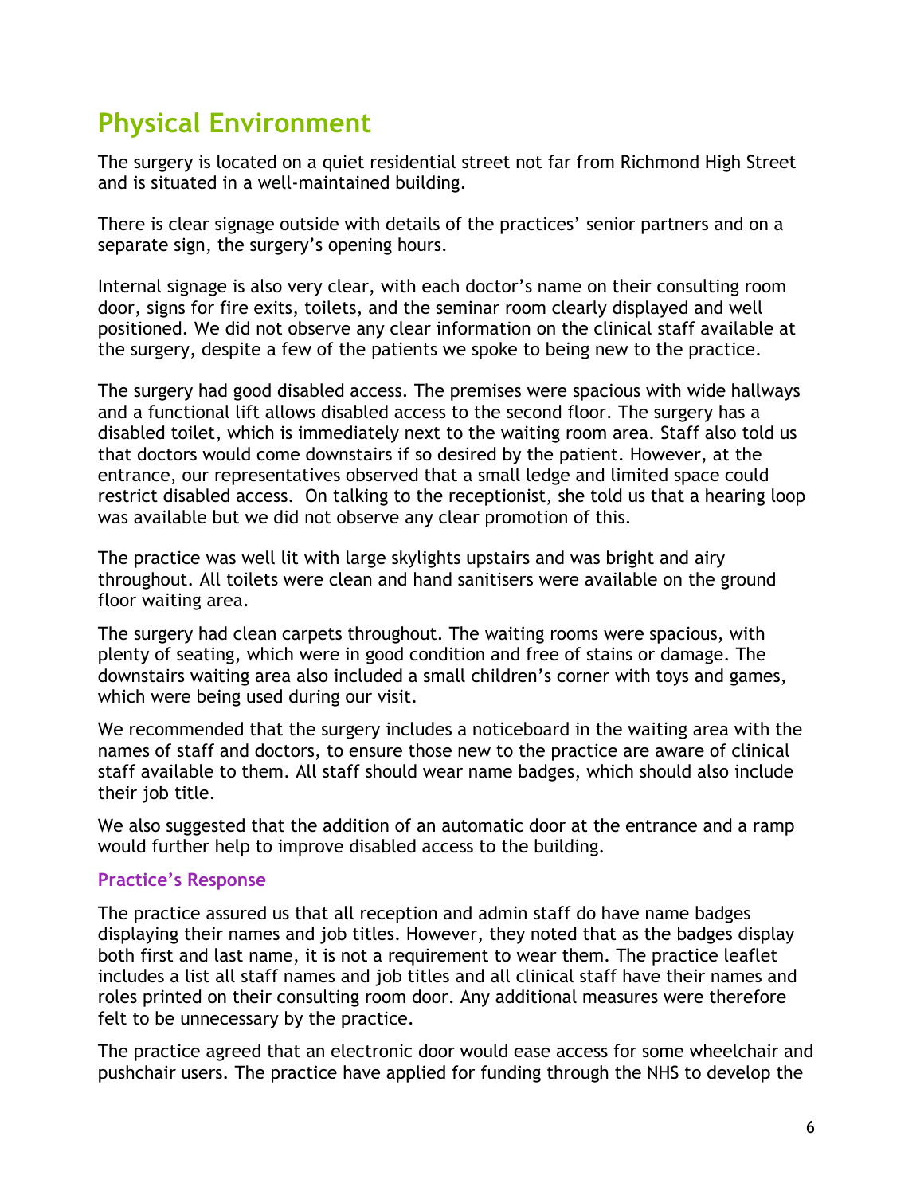## Physical Environment

The surgery is located on a quiet residential street not far from Richmond High Street and is situated in a well-maintained building.

There is clear signage outside with details of the practices' senior partners and on a separate sign, the surgery's opening hours.

Internal signage is also very clear, with each doctor's name on their consulting room door, signs for fire exits, toilets, and the seminar room clearly displayed and well positioned. We did not observe any clear information on the clinical staff available at the surgery, despite a few of the patients we spoke to being new to the practice.

The surgery had good disabled access. The premises were spacious with wide hallways and a functional lift allows disabled access to the second floor. The surgery has a disabled toilet, which is immediately next to the waiting room area. Staff also told us that doctors would come downstairs if so desired by the patient. However, at the entrance, our representatives observed that a small ledge and limited space could restrict disabled access. On talking to the receptionist, she told us that a hearing loop was available but we did not observe any clear promotion of this.

The practice was well lit with large skylights upstairs and was bright and airy throughout. All toilets were clean and hand sanitisers were available on the ground floor waiting area.

The surgery had clean carpets throughout. The waiting rooms were spacious, with plenty of seating, which were in good condition and free of stains or damage. The downstairs waiting area also included a small children's corner with toys and games, which were being used during our visit.

We recommended that the surgery includes a noticeboard in the waiting area with the names of staff and doctors, to ensure those new to the practice are aware of clinical staff available to them. All staff should wear name badges, which should also include their job title.

We also suggested that the addition of an automatic door at the entrance and a ramp would further help to improve disabled access to the building.

### Practice's Response

The practice assured us that all reception and admin staff do have name badges displaying their names and job titles. However, they noted that as the badges display both first and last name, it is not a requirement to wear them. The practice leaflet includes a list all staff names and job titles and all clinical staff have their names and roles printed on their consulting room door. Any additional measures were therefore felt to be unnecessary by the practice.

The practice agreed that an electronic door would ease access for some wheelchair and pushchair users. The practice have applied for funding through the NHS to develop the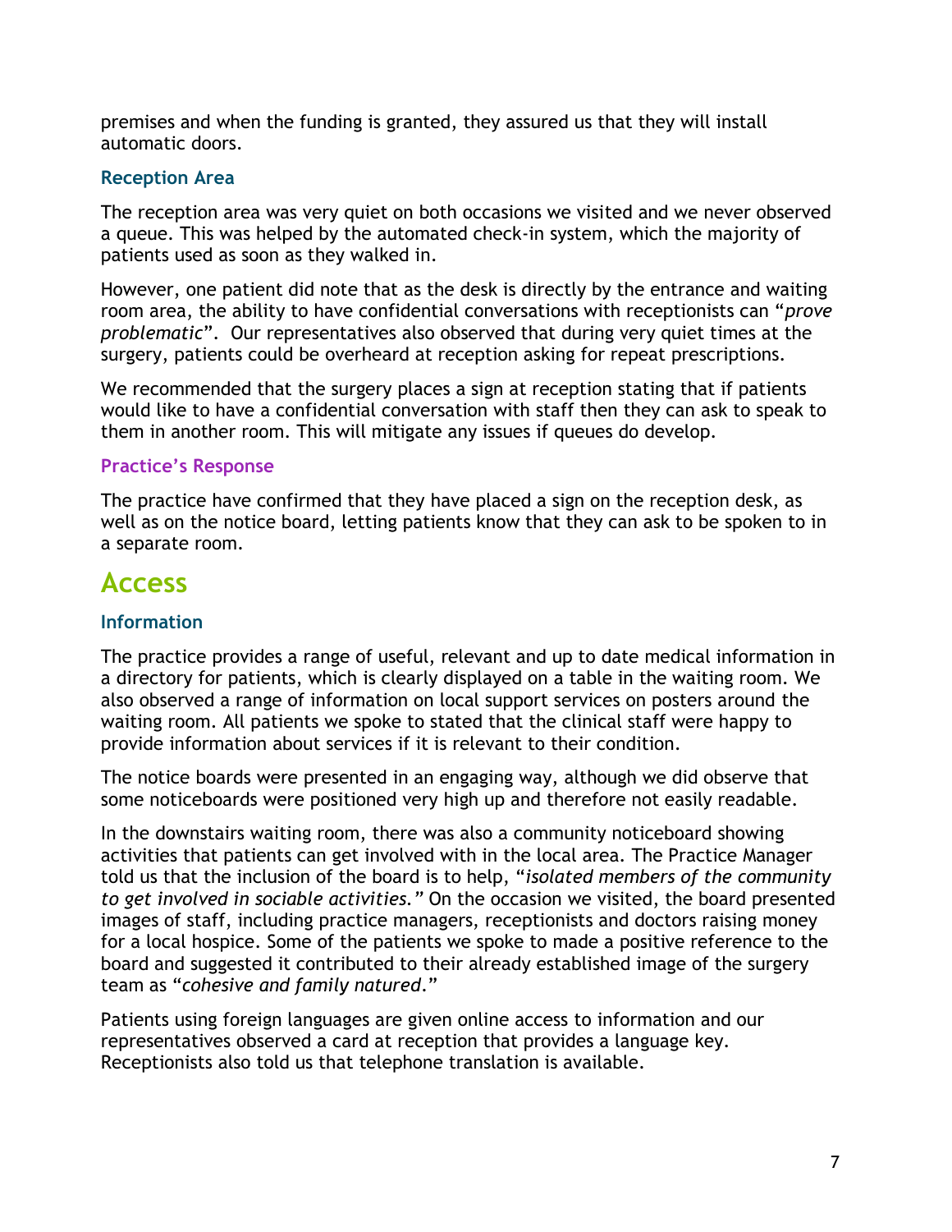premises and when the funding is granted, they assured us that they will install automatic doors.

### Reception Area

The reception area was very quiet on both occasions we visited and we never observed a queue. This was helped by the automated check-in system, which the majority of patients used as soon as they walked in.

However, one patient did note that as the desk is directly by the entrance and waiting room area, the ability to have confidential conversations with receptionists can "*prove problematic*". Our representatives also observed that during very quiet times at the surgery, patients could be overheard at reception asking for repeat prescriptions.

We recommended that the surgery places a sign at reception stating that if patients would like to have a confidential conversation with staff then they can ask to speak to them in another room. This will mitigate any issues if queues do develop.

### Practice's Response

The practice have confirmed that they have placed a sign on the reception desk, as well as on the notice board, letting patients know that they can ask to be spoken to in a separate room.

## Access

### Information

The practice provides a range of useful, relevant and up to date medical information in a directory for patients, which is clearly displayed on a table in the waiting room. We also observed a range of information on local support services on posters around the waiting room. All patients we spoke to stated that the clinical staff were happy to provide information about services if it is relevant to their condition.

The notice boards were presented in an engaging way, although we did observe that some noticeboards were positioned very high up and therefore not easily readable.

In the downstairs waiting room, there was also a community noticeboard showing activities that patients can get involved with in the local area. The Practice Manager told us that the inclusion of the board is to help, "*isolated members of the community to get involved in sociable activities.*" On the occasion we visited, the board presented images of staff, including practice managers, receptionists and doctors raising money for a local hospice. Some of the patients we spoke to made a positive reference to the board and suggested it contributed to their already established image of the surgery team as "*cohesive and family natured*."

Patients using foreign languages are given online access to information and our representatives observed a card at reception that provides a language key. Receptionists also told us that telephone translation is available.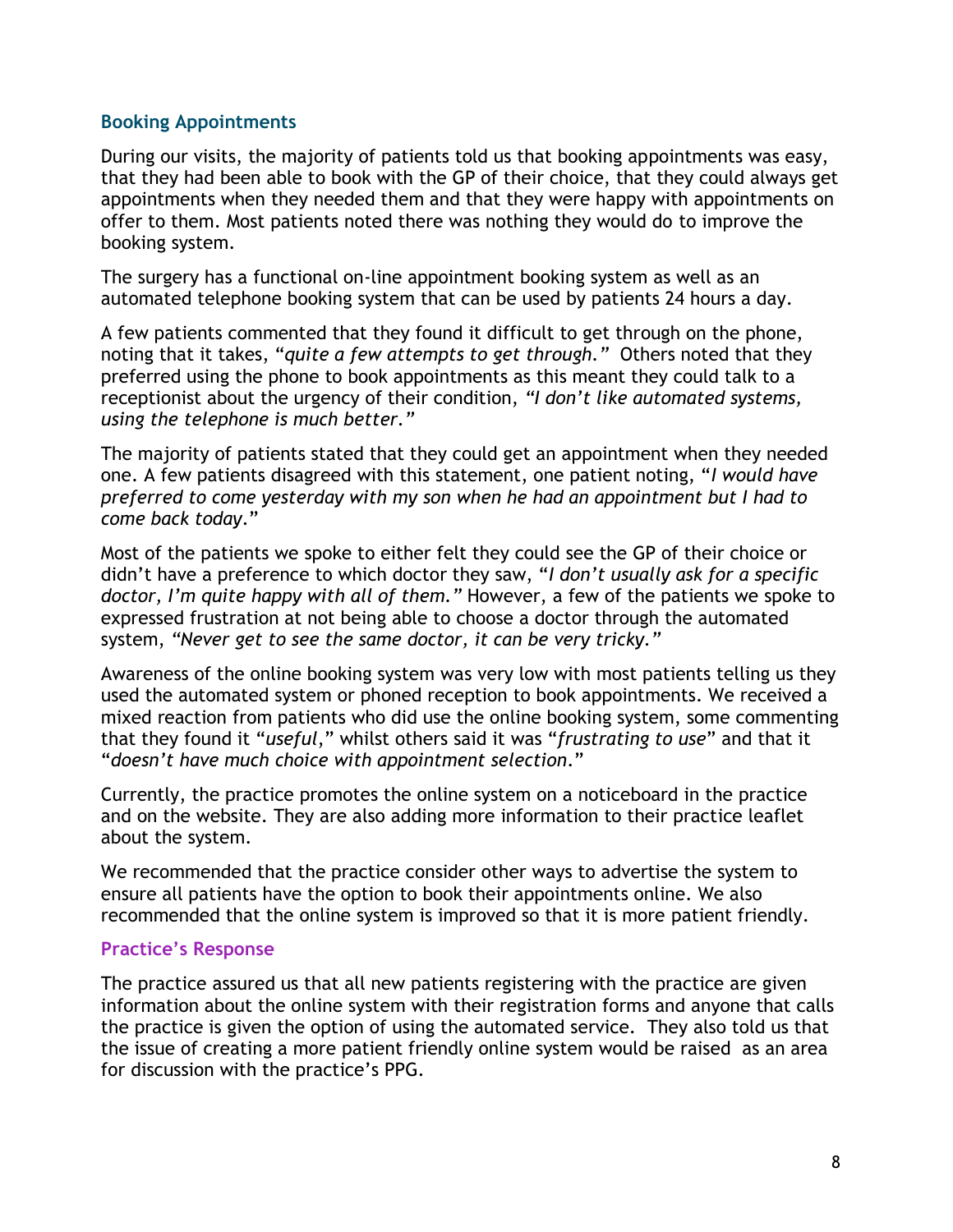## Booking Appointments

During our visits, the majority of patients told us that booking appointments was easy, that they had been able to book with the GP of their choice, that they could always get appointments when they needed them and that they were happy with appointments on offer to them. Most patients noted there was nothing they would do to improve the booking system.

The surgery has a functional on-line appointment booking system as well as an automated telephone booking system that can be used by patients 24 hours a day.

A few patients commented that they found it difficult to get through on the phone, noting that it takes, "*quite a few attempts to get through.*" Others noted that they preferred using the phone to book appointments as this meant they could talk to a receptionist about the urgency of their condition, *"I don't like automated systems, using the telephone is much better."*

The majority of patients stated that they could get an appointment when they needed one. A few patients disagreed with this statement, one patient noting, "*I would have preferred to come yesterday with my son when he had an appointment but I had to come back today*."

Most of the patients we spoke to either felt they could see the GP of their choice or didn't have a preference to which doctor they saw, "*I don't usually ask for a specific doctor, I'm quite happy with all of them.*" However, a few of the patients we spoke to expressed frustration at not being able to choose a doctor through the automated system, *"Never get to see the same doctor, it can be very tricky."*

Awareness of the online booking system was very low with most patients telling us they used the automated system or phoned reception to book appointments. We received a mixed reaction from patients who did use the online booking system, some commenting that they found it "*useful*," whilst others said it was "*frustrating to use*" and that it "*doesn't have much choice with appointment selection*."

Currently, the practice promotes the online system on a noticeboard in the practice and on the website. They are also adding more information to their practice leaflet about the system.

We recommended that the practice consider other ways to advertise the system to ensure all patients have the option to book their appointments online. We also recommended that the online system is improved so that it is more patient friendly.

### Practice's Response

The practice assured us that all new patients registering with the practice are given information about the online system with their registration forms and anyone that calls the practice is given the option of using the automated service. They also told us that the issue of creating a more patient friendly online system would be raised as an area for discussion with the practice's PPG.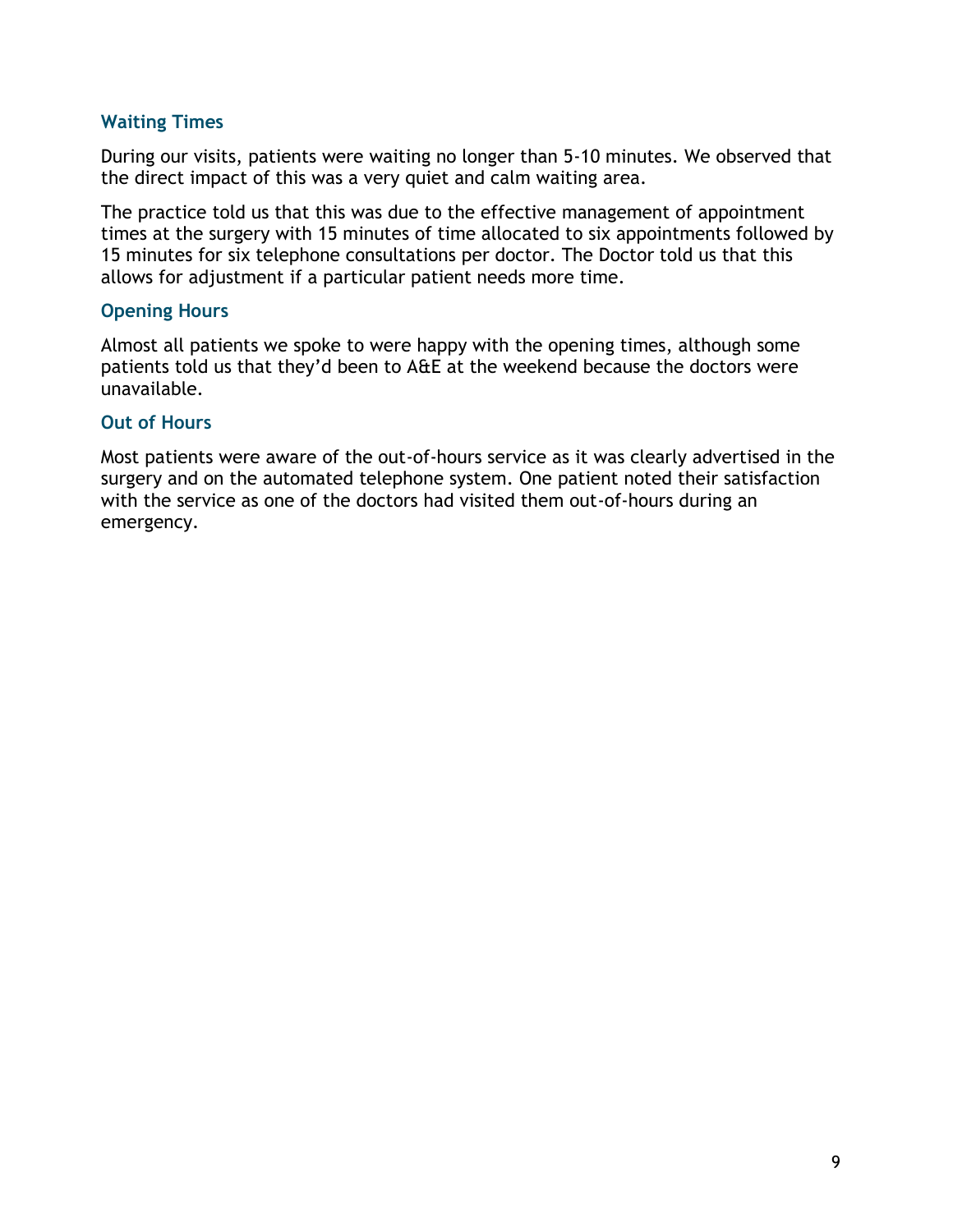### Waiting Times

During our visits, patients were waiting no longer than 5-10 minutes. We observed that the direct impact of this was a very quiet and calm waiting area.

The practice told us that this was due to the effective management of appointment times at the surgery with 15 minutes of time allocated to six appointments followed by 15 minutes for six telephone consultations per doctor. The Doctor told us that this allows for adjustment if a particular patient needs more time.

### Opening Hours

Almost all patients we spoke to were happy with the opening times, although some patients told us that they'd been to A&E at the weekend because the doctors were unavailable.

### Out of Hours

Most patients were aware of the out-of-hours service as it was clearly advertised in the surgery and on the automated telephone system. One patient noted their satisfaction with the service as one of the doctors had visited them out-of-hours during an emergency.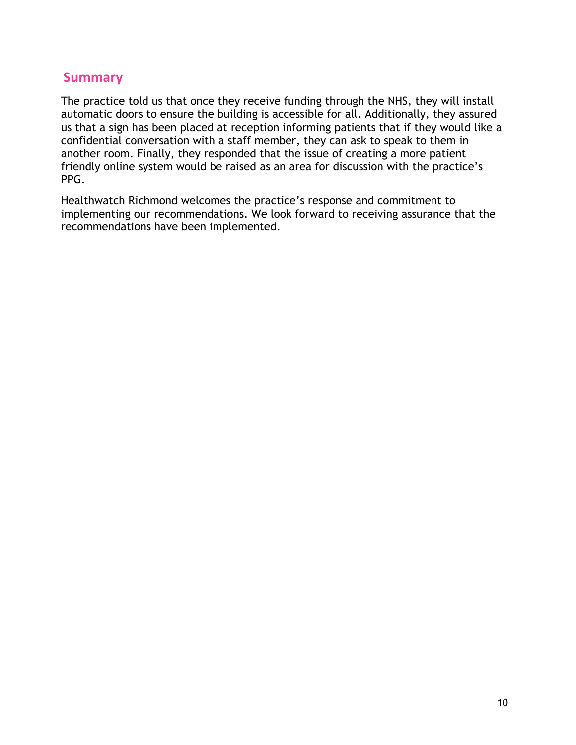## Summary

The practice told us that once they receive funding through the NHS, they will install automatic doors to ensure the building is accessible for all. Additionally, they assured us that a sign has been placed at reception informing patients that if they would like a confidential conversation with a staff member, they can ask to speak to them in another room. Finally, they responded that the issue of creating a more patient friendly online system would be raised as an area for discussion with the practice's PPG.

Healthwatch Richmond welcomes the practice's response and commitment to implementing our recommendations. We look forward to receiving assurance that the recommendations have been implemented.